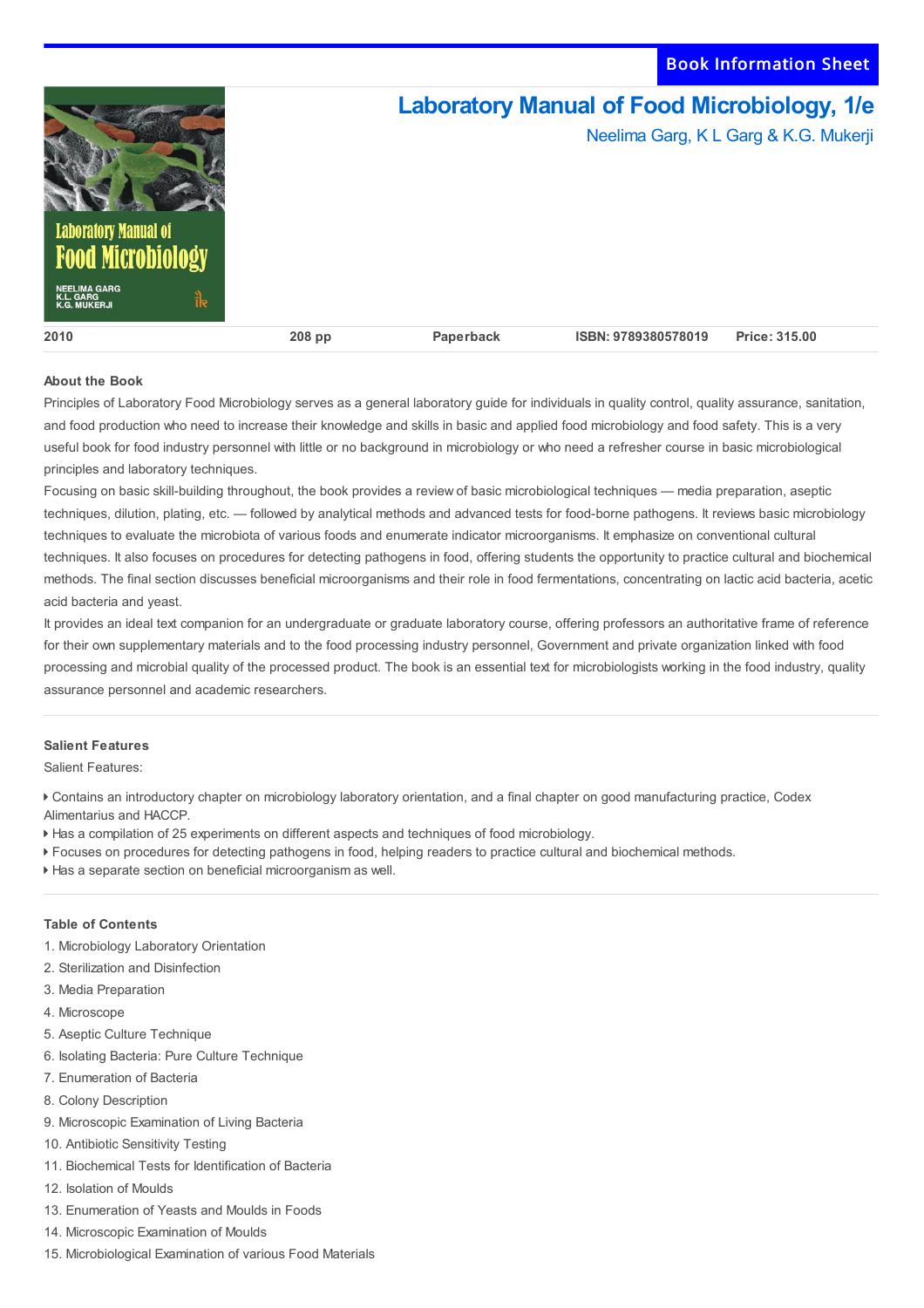Book Information Sheet

# Laboratory Manual of Food Microbiology, 1/e

Neelima Garg, K L Garg & K.G. Mukerji

| 2010 | 208 pp | Paperback | ISBN: 9789380578019 | Price: 315.00 |
|---|---|---|---|---|

## About the Book

Principles of Laboratory Food Microbiology serves as a general laboratory guide for individuals in quality control, quality assurance, sanitation, and food production who need to increase their knowledge and skills in basic and applied food microbiology and food safety. This is a very useful book for food industry personnel with little or no background in microbiology or who need a refresher course in basic microbiological principles and laboratory techniques.

Focusing on basic skill-building throughout, the book provides a review of basic microbiological techniques — media preparation, aseptic techniques, dilution, plating, etc. — followed by analytical methods and advanced tests for food-borne pathogens. It reviews basic microbiology techniques to evaluate the microbiota of various foods and enumerate indicator microorganisms. It emphasize on conventional cultural techniques. It also focuses on procedures for detecting pathogens in food, offering students the opportunity to practice cultural and biochemical methods. The final section discusses beneficial microorganisms and their role in food fermentations, concentrating on lactic acid bacteria, acetic acid bacteria and yeast.

It provides an ideal text companion for an undergraduate or graduate laboratory course, offering professors an authoritative frame of reference for their own supplementary materials and to the food processing industry personnel, Government and private organization linked with food processing and microbial quality of the processed product. The book is an essential text for microbiologists working in the food industry, quality assurance personnel and academic researchers.

## Salient Features

Salient Features:

- Contains an introductory chapter on microbiology laboratory orientation, and a final chapter on good manufacturing practice, Codex Alimentarius and HACCP.
- Has a compilation of 25 experiments on different aspects and techniques of food microbiology.
- Focuses on procedures for detecting pathogens in food, helping readers to practice cultural and biochemical methods.
- Has a separate section on beneficial microorganism as well.

## Table of Contents

1. Microbiology Laboratory Orientation
2. Sterilization and Disinfection
3. Media Preparation
4. Microscope
5. Aseptic Culture Technique
6. Isolating Bacteria: Pure Culture Technique
7. Enumeration of Bacteria
8. Colony Description
9. Microscopic Examination of Living Bacteria
10. Antibiotic Sensitivity Testing
11. Biochemical Tests for Identification of Bacteria
12. Isolation of Moulds
13. Enumeration of Yeasts and Moulds in Foods
14. Microscopic Examination of Moulds
15. Microbiological Examination of various Food Materials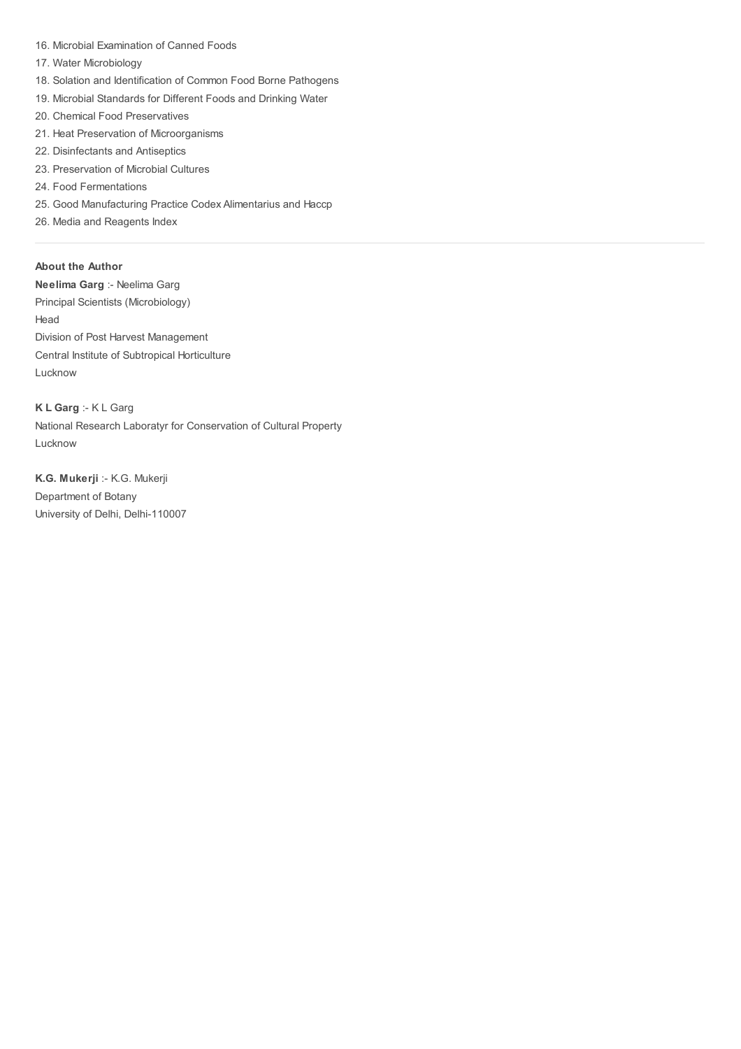16. Microbial Examination of Canned Foods
17. Water Microbiology
18. Solation and Identification of Common Food Borne Pathogens
19. Microbial Standards for Different Foods and Drinking Water
20. Chemical Food Preservatives
21. Heat Preservation of Microorganisms
22. Disinfectants and Antiseptics
23. Preservation of Microbial Cultures
24. Food Fermentations
25. Good Manufacturing Practice Codex Alimentarius and Haccp
26. Media and Reagents Index

---

**About the Author**

**Neelima Garg** :- Neelima Garg
Principal Scientists (Microbiology)
Head
Division of Post Harvest Management
Central Institute of Subtropical Horticulture
Lucknow

**K L Garg** :- K L Garg
National Research Laboratyr for Conservation of Cultural Property
Lucknow

**K.G. Mukerji** :- K.G. Mukerji
Department of Botany
University of Delhi, Delhi-110007